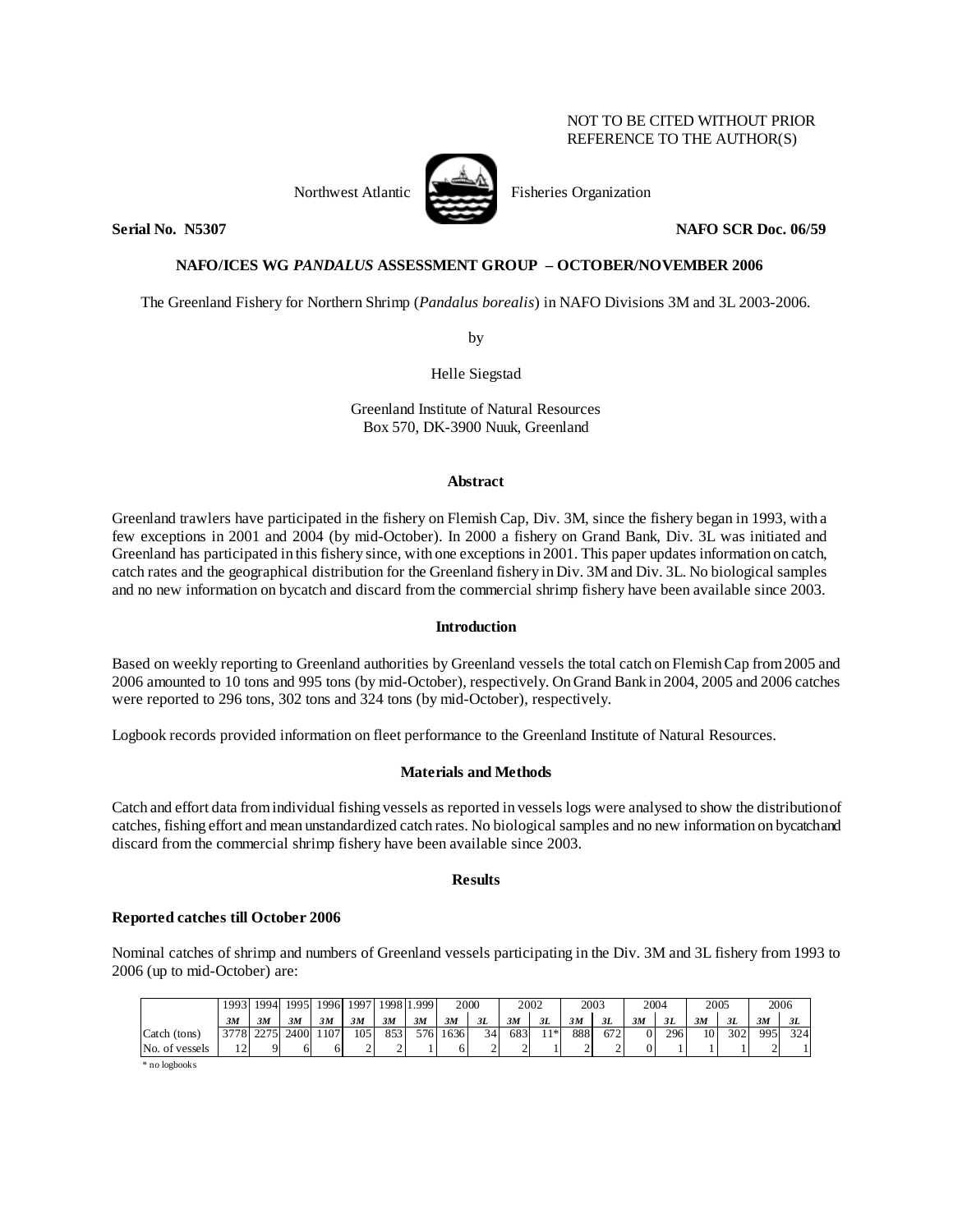NOT TO BE CITED WITHOUT PRIOR REFERENCE TO THE AUTHOR(S)

Northwest Atlantic Fisheries Organization

**Serial No. N5307** **NAFO SCR Doc. 06/59**

**NAFO/ICES WG *PANDALUS* ASSESSMENT GROUP – OCTOBER/NOVEMBER 2006**

The Greenland Fishery for Northern Shrimp (*Pandalus borealis*) in NAFO Divisions 3M and 3L 2003-2006.

by

Helle Siegstad

Greenland Institute of Natural Resources
Box 570, DK-3900 Nuuk, Greenland

## Abstract

Greenland trawlers have participated in the fishery on Flemish Cap, Div. 3M, since the fishery began in 1993, with a few exceptions in 2001 and 2004 (by mid-October). In 2000 a fishery on Grand Bank, Div. 3L was initiated and Greenland has participated in this fishery since, with one exceptions in 2001. This paper updates information on catch, catch rates and the geographical distribution for the Greenland fishery in Div. 3M and Div. 3L. No biological samples and no new information on bycatch and discard from the commercial shrimp fishery have been available since 2003.

## Introduction

Based on weekly reporting to Greenland authorities by Greenland vessels the total catch on Flemish Cap from 2005 and 2006 amounted to 10 tons and 995 tons (by mid-October), respectively. On Grand Bank in 2004, 2005 and 2006 catches were reported to 296 tons, 302 tons and 324 tons (by mid-October), respectively.

Logbook records provided information on fleet performance to the Greenland Institute of Natural Resources.

## Materials and Methods

Catch and effort data from individual fishing vessels as reported in vessels logs were analysed to show the distribution of catches, fishing effort and mean unstandardized catch rates. No biological samples and no new information on bycatch and discard from the commercial shrimp fishery have been available since 2003.

## Results

### Reported catches till October 2006

Nominal catches of shrimp and numbers of Greenland vessels participating in the Div. 3M and 3L fishery from 1993 to 2006 (up to mid-October) are:

| | 1993 | 1994 | 1995 | 1996 | 1997 | 1998 | 1.999 | 2000 | | 2002 | | 2003 | | 2004 | | 2005 | | 2006 | |
|---|---|---|---|---|---|---|---|---|---|---|---|---|---|---|---|---|---|---|---|
| | ***3M*** | ***3M*** | ***3M*** | ***3M*** | ***3M*** | ***3M*** | ***3M*** | ***3M*** | ***3L*** | ***3M*** | ***3L*** | ***3M*** | ***3L*** | ***3M*** | ***3L*** | ***3M*** | ***3L*** | ***3M*** | ***3L*** |
| Catch (tons) | 3778 | 2275 | 2400 | 1107 | 105 | 853 | 576 | 1636 | 34 | 683 | 11* | 888 | 672 | 0 | 296 | 10 | 302 | 995 | 324 |
| No. of vessels | 12 | 9 | 6 | 6 | 2 | 2 | 1 | 6 | 2 | 2 | 1 | 2 | 2 | 0 | 1 | 1 | 1 | 2 | 1 |

\* no logbooks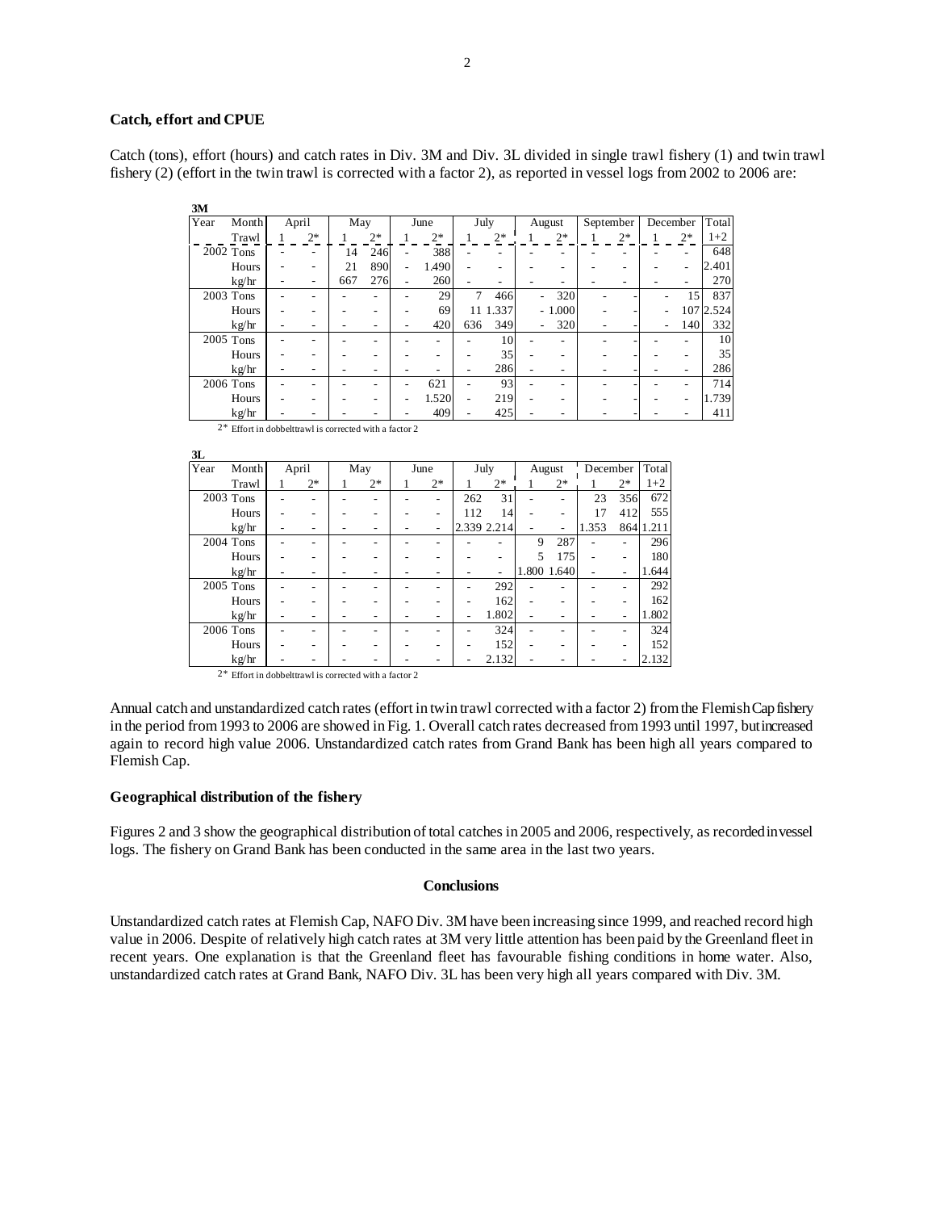**Catch, effort and CPUE**

Catch (tons), effort (hours) and catch rates in Div. 3M and Div. 3L divided in single trawl fishery (1) and twin trawl fishery (2) (effort in the twin trawl is corrected with a factor 2), as reported in vessel logs from 2002 to 2006 are:

**3M**

| Year | Month | April | | May | | June | | July | | August | | September | | December | | Total |
|---|---|---|---|---|---|---|---|---|---|---|---|---|---|---|---|---|
| | Trawl | 1 | 2* | 1 | 2* | 1 | 2* | 1 | 2* | 1 | 2* | 1 | 2* | 1 | 2* | 1+2 |
| 2002 | Tons | - | - | 14 | 246 | - | 388 | - | - | - | - | - | - | - | - | 648 |
| | Hours | - | - | 21 | 890 | - | 1.490 | - | - | - | - | - | - | - | - | 2.401 |
| | kg/hr | - | - | 667 | 276 | - | 260 | - | - | - | - | - | - | - | - | 270 |
| 2003 | Tons | - | - | - | - | - | 29 | 7 | 466 | - | 320 | - | - | - | 15 | 837 |
| | Hours | - | - | - | - | - | 69 | 11 | 1.337 | - | 1.000 | - | - | - | 107 | 2.524 |
| | kg/hr | - | - | - | - | - | 420 | 636 | 349 | - | 320 | - | - | - | 140 | 332 |
| 2005 | Tons | - | - | - | - | - | - | - | 10 | - | - | - | - | - | - | 10 |
| | Hours | - | - | - | - | - | - | - | 35 | - | - | - | - | - | - | 35 |
| | kg/hr | - | - | - | - | - | - | - | 286 | - | - | - | - | - | - | 286 |
| 2006 | Tons | - | - | - | - | - | 621 | - | 93 | - | - | - | - | - | - | 714 |
| | Hours | - | - | - | - | - | 1.520 | - | 219 | - | - | - | - | - | - | 1.739 |
| | kg/hr | - | - | - | - | - | 409 | - | 425 | - | - | - | - | - | - | 411 |

2* Effort in dobbelttrawl is corrected with a factor 2

**3L**

| Year | Month | April | | May | | June | | July | | August | | December | | Total |
|---|---|---|---|---|---|---|---|---|---|---|---|---|---|---|
| | Trawl | 1 | 2* | 1 | 2* | 1 | 2* | 1 | 2* | 1 | 2* | 1 | 2* | 1+2 |
| 2003 | Tons | - | - | - | - | - | - | 262 | 31 | - | - | 23 | 356 | 672 |
| | Hours | - | - | - | - | - | - | 112 | 14 | - | - | 17 | 412 | 555 |
| | kg/hr | - | - | - | - | - | - | 2.339 | 2.214 | - | - | 1.353 | 864 | 1.211 |
| 2004 | Tons | - | - | - | - | - | - | - | - | 9 | 287 | - | - | 296 |
| | Hours | - | - | - | - | - | - | - | - | 5 | 175 | - | - | 180 |
| | kg/hr | - | - | - | - | - | - | - | - | 1.800 | 1.640 | - | - | 1.644 |
| 2005 | Tons | - | - | - | - | - | - | - | 292 | - | - | - | - | 292 |
| | Hours | - | - | - | - | - | - | - | 162 | - | - | - | - | 162 |
| | kg/hr | - | - | - | - | - | - | - | 1.802 | - | - | - | - | 1.802 |
| 2006 | Tons | - | - | - | - | - | - | - | 324 | - | - | - | - | 324 |
| | Hours | - | - | - | - | - | - | - | 152 | - | - | - | - | 152 |
| | kg/hr | - | - | - | - | - | - | - | 2.132 | - | - | - | - | 2.132 |

2* Effort in dobbelttrawl is corrected with a factor 2

Annual catch and unstandardized catch rates (effort in twin trawl corrected with a factor 2) from the Flemish Cap fishery in the period from 1993 to 2006 are showed in Fig. 1. Overall catch rates decreased from 1993 until 1997, but increased again to record high value 2006. Unstandardized catch rates from Grand Bank has been high all years compared to Flemish Cap.

**Geographical distribution of the fishery**

Figures 2 and 3 show the geographical distribution of total catches in 2005 and 2006, respectively, as recorded in vessel logs. The fishery on Grand Bank has been conducted in the same area in the last two years.

**Conclusions**

Unstandardized catch rates at Flemish Cap, NAFO Div. 3M have been increasing since 1999, and reached record high value in 2006. Despite of relatively high catch rates at 3M very little attention has been paid by the Greenland fleet in recent years. One explanation is that the Greenland fleet has favourable fishing conditions in home water. Also, unstandardized catch rates at Grand Bank, NAFO Div. 3L has been very high all years compared with Div. 3M.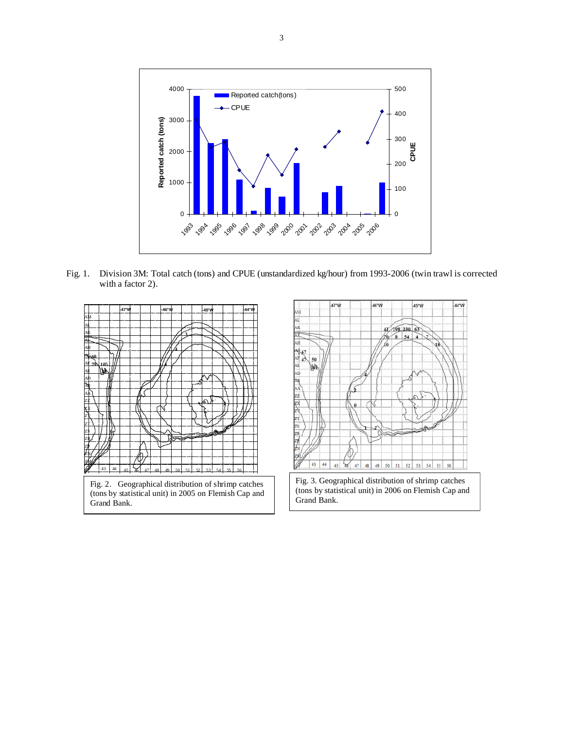Reported catch(tons)

CPUE

Reported catch (tons)

4000
3000
2000
1000
0

CPUE

500
400
300
200
100
0

1993 1994 1995 1996 1997 1998 1999 2000 2001 2002 2003 2004 2005 2006

Fig. 1. Division 3M: Total catch (tons) and CPUE (unstandardized kg/hour) from 1993-2006 (twin trawl is corrected with a factor 2).

Fig. 2. Geographical distribution of shrimp catches (tons by statistical unit) in 2005 on Flemish Cap and Grand Bank.

Fig. 3. Geographical distribution of shrimp catches (tons by statistical unit) in 2006 on Flemish Cap and Grand Bank.